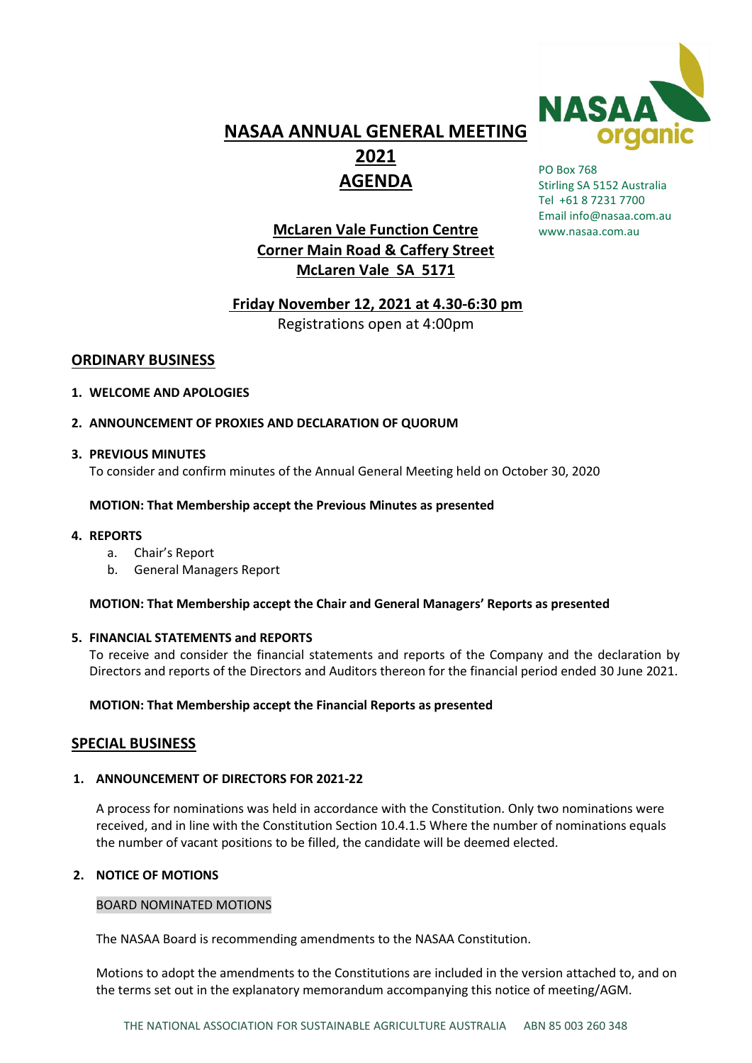# NASAA ANNUAL GENERAL MEETING 2021 AGENDA

PO Box 768
Stirling SA 5152 Australia
Tel +61 8 7231 7700
Email info@nasaa.com.au
www.nasaa.com.au

**McLaren Vale Function Centre**
**Corner Main Road & Caffery Street**
**McLaren Vale SA 5171**

**Friday November 12, 2021 at 4.30-6:30 pm**

Registrations open at 4:00pm

## ORDINARY BUSINESS

1. **WELCOME AND APOLOGIES**

2. **ANNOUNCEMENT OF PROXIES AND DECLARATION OF QUORUM**

3. **PREVIOUS MINUTES**
   To consider and confirm minutes of the Annual General Meeting held on October 30, 2020

   **MOTION: That Membership accept the Previous Minutes as presented**

4. **REPORTS**
   a. Chair's Report
   b. General Managers Report

   **MOTION: That Membership accept the Chair and General Managers' Reports as presented**

5. **FINANCIAL STATEMENTS and REPORTS**
   To receive and consider the financial statements and reports of the Company and the declaration by Directors and reports of the Directors and Auditors thereon for the financial period ended 30 June 2021.

   **MOTION: That Membership accept the Financial Reports as presented**

## SPECIAL BUSINESS

1. **ANNOUNCEMENT OF DIRECTORS FOR 2021-22**

   A process for nominations was held in accordance with the Constitution. Only two nominations were received, and in line with the Constitution Section 10.4.1.5 Where the number of nominations equals the number of vacant positions to be filled, the candidate will be deemed elected.

2. **NOTICE OF MOTIONS**

   BOARD NOMINATED MOTIONS

   The NASAA Board is recommending amendments to the NASAA Constitution.

   Motions to adopt the amendments to the Constitutions are included in the version attached to, and on the terms set out in the explanatory memorandum accompanying this notice of meeting/AGM.

THE NATIONAL ASSOCIATION FOR SUSTAINABLE AGRICULTURE AUSTRALIA ABN 85 003 260 348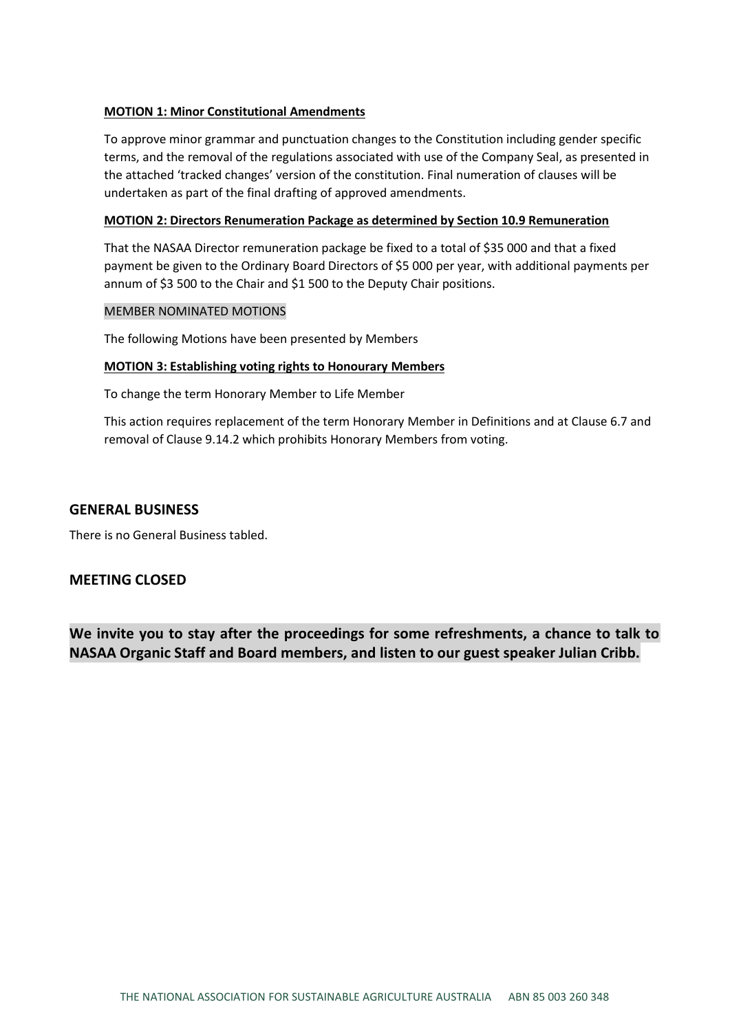**MOTION 1: Minor Constitutional Amendments**

To approve minor grammar and punctuation changes to the Constitution including gender specific terms, and the removal of the regulations associated with use of the Company Seal, as presented in the attached 'tracked changes' version of the constitution. Final numeration of clauses will be undertaken as part of the final drafting of approved amendments.

**MOTION 2: Directors Renumeration Package as determined by Section 10.9 Remuneration**

That the NASAA Director remuneration package be fixed to a total of $35 000 and that a fixed payment be given to the Ordinary Board Directors of $5 000 per year, with additional payments per annum of $3 500 to the Chair and $1 500 to the Deputy Chair positions.

MEMBER NOMINATED MOTIONS

The following Motions have been presented by Members

**MOTION 3: Establishing voting rights to Honourary Members**

To change the term Honorary Member to Life Member

This action requires replacement of the term Honorary Member in Definitions and at Clause 6.7 and removal of Clause 9.14.2 which prohibits Honorary Members from voting.

## GENERAL BUSINESS

There is no General Business tabled.

## MEETING CLOSED

**We invite you to stay after the proceedings for some refreshments, a chance to talk to NASAA Organic Staff and Board members, and listen to our guest speaker Julian Cribb.**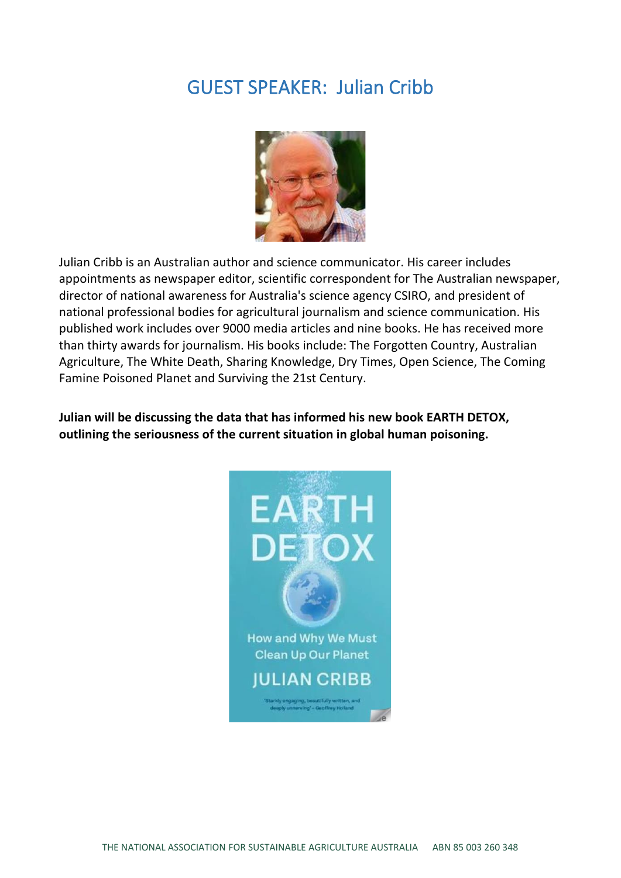# GUEST SPEAKER: Julian Cribb

Julian Cribb is an Australian author and science communicator. His career includes appointments as newspaper editor, scientific correspondent for The Australian newspaper, director of national awareness for Australia's science agency CSIRO, and president of national professional bodies for agricultural journalism and science communication. His published work includes over 9000 media articles and nine books. He has received more than thirty awards for journalism. His books include: The Forgotten Country, Australian Agriculture, The White Death, Sharing Knowledge, Dry Times, Open Science, The Coming Famine Poisoned Planet and Surviving the 21st Century.

**Julian will be discussing the data that has informed his new book EARTH DETOX, outlining the seriousness of the current situation in global human poisoning.**